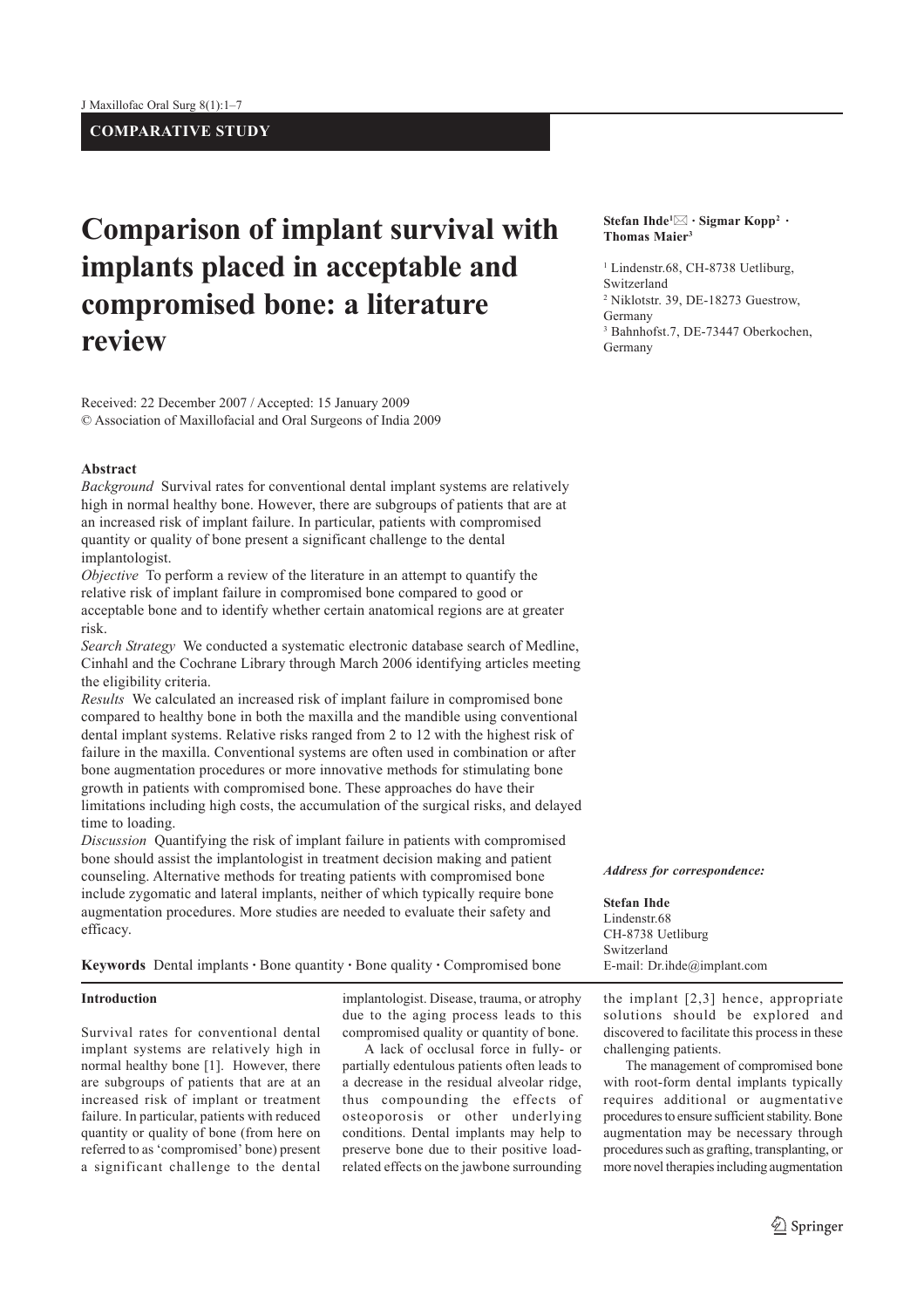**COMPARATIVE STUDY**

# Comparison of implant survival with implants placed in acceptable and compromised bone: a literature review

**Stefan Ihde[1] · Sigmar Kopp[2] · Thomas Maier[3]**

[1] Lindenstr.68, CH-8738 Uetliburg, Switzerland
[2] Niklotstr. 39, DE-18273 Guestrow, Germany
[3] Bahnhofst.7, DE-73447 Oberkochen, Germany

Received: 22 December 2007 / Accepted: 15 January 2009
© Association of Maxillofacial and Oral Surgeons of India 2009

**Abstract**

*Background* Survival rates for conventional dental implant systems are relatively high in normal healthy bone. However, there are subgroups of patients that are at an increased risk of implant failure. In particular, patients with compromised quantity or quality of bone present a significant challenge to the dental implantologist.

*Objective* To perform a review of the literature in an attempt to quantify the relative risk of implant failure in compromised bone compared to good or acceptable bone and to identify whether certain anatomical regions are at greater risk.

*Search Strategy* We conducted a systematic electronic database search of Medline, Cinhahl and the Cochrane Library through March 2006 identifying articles meeting the eligibility criteria.

*Results* We calculated an increased risk of implant failure in compromised bone compared to healthy bone in both the maxilla and the mandible using conventional dental implant systems. Relative risks ranged from 2 to 12 with the highest risk of failure in the maxilla. Conventional systems are often used in combination or after bone augmentation procedures or more innovative methods for stimulating bone growth in patients with compromised bone. These approaches do have their limitations including high costs, the accumulation of the surgical risks, and delayed time to loading.

*Discussion* Quantifying the risk of implant failure in patients with compromised bone should assist the implantologist in treatment decision making and patient counseling. Alternative methods for treating patients with compromised bone include zygomatic and lateral implants, neither of which typically require bone augmentation procedures. More studies are needed to evaluate their safety and efficacy.

**Keywords** Dental implants · Bone quantity · Bone quality · Compromised bone

***Address for correspondence:***

**Stefan Ihde**
Lindenstr.68
CH-8738 Uetliburg
Switzerland
E-mail: Dr.ihde@implant.com

## Introduction

Survival rates for conventional dental implant systems are relatively high in normal healthy bone [1]. However, there are subgroups of patients that are at an increased risk of implant or treatment failure. In particular, patients with reduced quantity or quality of bone (from here on referred to as 'compromised' bone) present a significant challenge to the dental implantologist. Disease, trauma, or atrophy due to the aging process leads to this compromised quality or quantity of bone.

A lack of occlusal force in fully- or partially edentulous patients often leads to a decrease in the residual alveolar ridge, thus compounding the effects of osteoporosis or other underlying conditions. Dental implants may help to preserve bone due to their positive load-related effects on the jawbone surrounding the implant [2,3] hence, appropriate solutions should be explored and discovered to facilitate this process in these challenging patients.

The management of compromised bone with root-form dental implants typically requires additional or augmentative procedures to ensure sufficient stability. Bone augmentation may be necessary through procedures such as grafting, transplanting, or more novel therapies including augmentation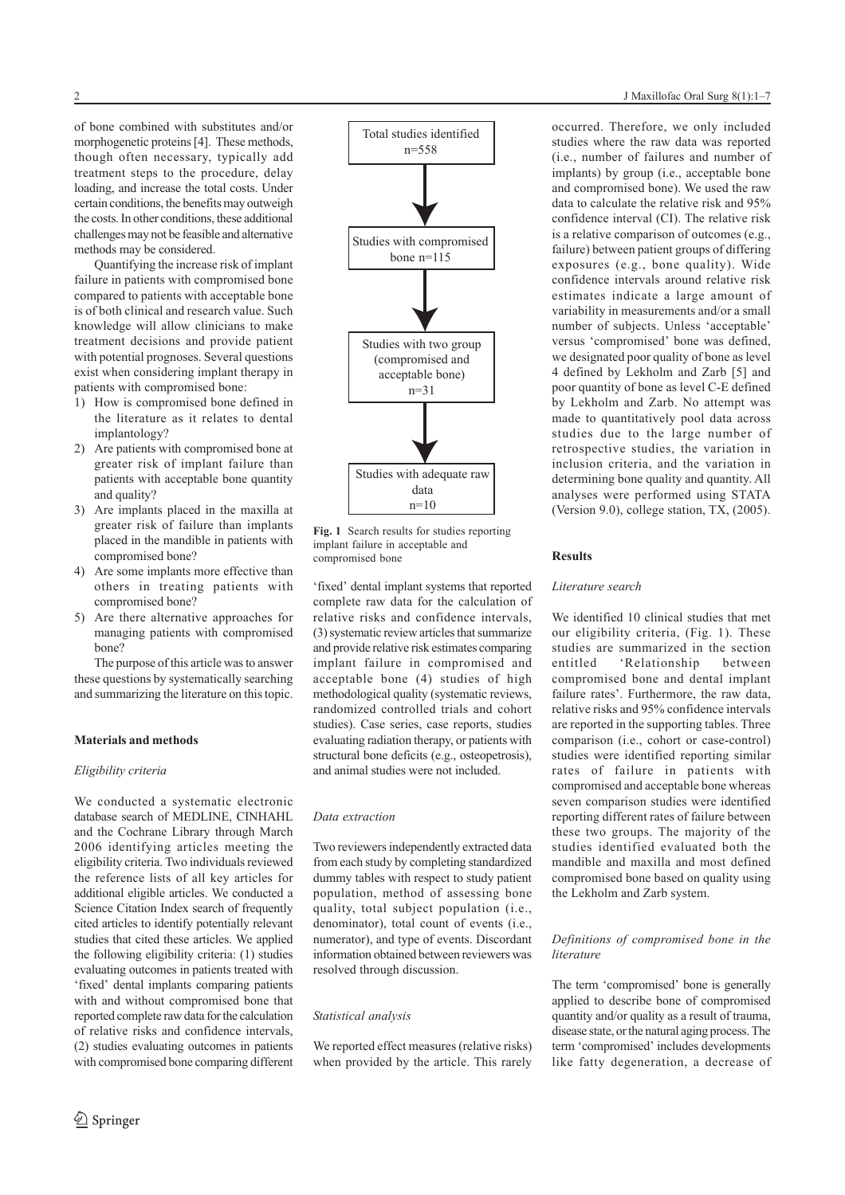of bone combined with substitutes and/or morphogenetic proteins [4]. These methods, though often necessary, typically add treatment steps to the procedure, delay loading, and increase the total costs. Under certain conditions, the benefits may outweigh the costs. In other conditions, these additional challenges may not be feasible and alternative methods may be considered.

Quantifying the increase risk of implant failure in patients with compromised bone compared to patients with acceptable bone is of both clinical and research value. Such knowledge will allow clinicians to make treatment decisions and provide patient with potential prognoses. Several questions exist when considering implant therapy in patients with compromised bone:

1) How is compromised bone defined in the literature as it relates to dental implantology?
2) Are patients with compromised bone at greater risk of implant failure than patients with acceptable bone quantity and quality?
3) Are implants placed in the maxilla at greater risk of failure than implants placed in the mandible in patients with compromised bone?
4) Are some implants more effective than others in treating patients with compromised bone?
5) Are there alternative approaches for managing patients with compromised bone?

The purpose of this article was to answer these questions by systematically searching and summarizing the literature on this topic.

## Materials and methods

### *Eligibility criteria*

We conducted a systematic electronic database search of MEDLINE, CINHAHL and the Cochrane Library through March 2006 identifying articles meeting the eligibility criteria. Two individuals reviewed the reference lists of all key articles for additional eligible articles. We conducted a Science Citation Index search of frequently cited articles to identify potentially relevant studies that cited these articles. We applied the following eligibility criteria: (1) studies evaluating outcomes in patients treated with 'fixed' dental implants comparing patients with and without compromised bone that reported complete raw data for the calculation of relative risks and confidence intervals, (2) studies evaluating outcomes in patients with compromised bone comparing different 'fixed' dental implant systems that reported complete raw data for the calculation of relative risks and confidence intervals, (3) systematic review articles that summarize and provide relative risk estimates comparing implant failure in compromised and acceptable bone (4) studies of high methodological quality (systematic reviews, randomized controlled trials and cohort studies). Case series, case reports, studies evaluating radiation therapy, or patients with structural bone deficits (e.g., osteopetrosis), and animal studies were not included.

Total studies identified n=558 → Studies with compromised bone n=115 → Studies with two group (compromised and acceptable bone) n=31 → Studies with adequate raw data n=10

**Fig. 1** Search results for studies reporting implant failure in acceptable and compromised bone

### *Data extraction*

Two reviewers independently extracted data from each study by completing standardized dummy tables with respect to study patient population, method of assessing bone quality, total subject population (i.e., denominator), total count of events (i.e., numerator), and type of events. Discordant information obtained between reviewers was resolved through discussion.

### *Statistical analysis*

We reported effect measures (relative risks) when provided by the article. This rarely occurred. Therefore, we only included studies where the raw data was reported (i.e., number of failures and number of implants) by group (i.e., acceptable bone and compromised bone). We used the raw data to calculate the relative risk and 95% confidence interval (CI). The relative risk is a relative comparison of outcomes (e.g., failure) between patient groups of differing exposures (e.g., bone quality). Wide confidence intervals around relative risk estimates indicate a large amount of variability in measurements and/or a small number of subjects. Unless 'acceptable' versus 'compromised' bone was defined, we designated poor quality of bone as level 4 defined by Lekholm and Zarb [5] and poor quantity of bone as level C-E defined by Lekholm and Zarb. No attempt was made to quantitatively pool data across studies due to the large number of retrospective studies, the variation in inclusion criteria, and the variation in determining bone quality and quantity. All analyses were performed using STATA (Version 9.0), college station, TX, (2005).

## Results

### *Literature search*

We identified 10 clinical studies that met our eligibility criteria, (Fig. 1). These studies are summarized in the section entitled 'Relationship between compromised bone and dental implant failure rates'. Furthermore, the raw data, relative risks and 95% confidence intervals are reported in the supporting tables. Three comparison (i.e., cohort or case-control) studies were identified reporting similar rates of failure in patients with compromised and acceptable bone whereas seven comparison studies were identified reporting different rates of failure between these two groups. The majority of the studies identified evaluated both the mandible and maxilla and most defined compromised bone based on quality using the Lekholm and Zarb system.

### *Definitions of compromised bone in the literature*

The term 'compromised' bone is generally applied to describe bone of compromised quantity and/or quality as a result of trauma, disease state, or the natural aging process. The term 'compromised' includes developments like fatty degeneration, a decrease of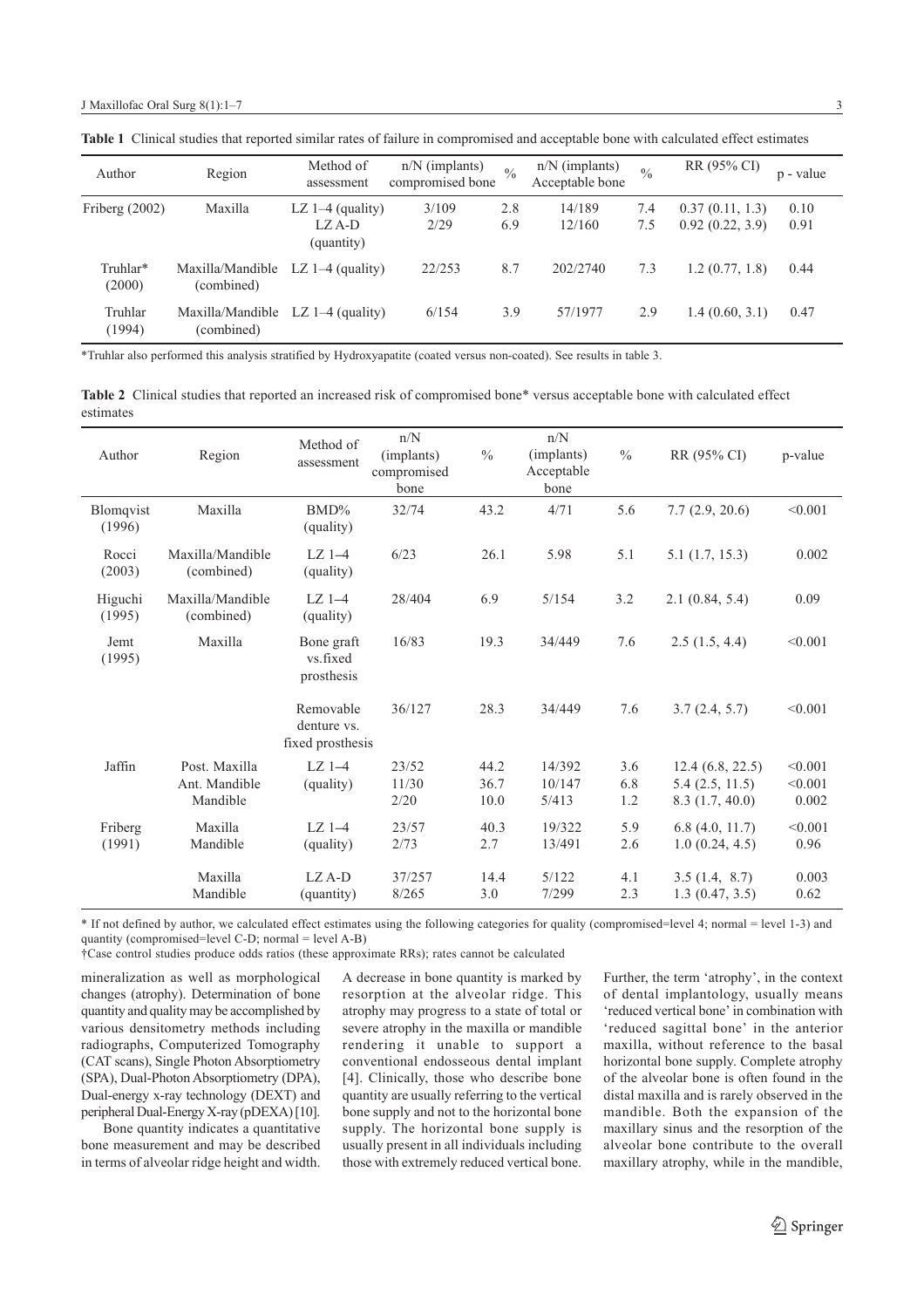**Table 1** Clinical studies that reported similar rates of failure in compromised and acceptable bone with calculated effect estimates

| Author | Region | Method of assessment | n/N (implants) compromised bone | % | n/N (implants) Acceptable bone | % | RR (95% CI) | p - value |
|---|---|---|---|---|---|---|---|---|
| Friberg (2002) | Maxilla | LZ 1–4 (quality)<br>LZ A-D (quantity) | 3/109<br>2/29 | 2.8<br>6.9 | 14/189<br>12/160 | 7.4<br>7.5 | 0.37 (0.11, 1.3)<br>0.92 (0.22, 3.9) | 0.10<br>0.91 |
| Truhlar* (2000) | Maxilla/Mandible (combined) | LZ 1–4 (quality) | 22/253 | 8.7 | 202/2740 | 7.3 | 1.2 (0.77, 1.8) | 0.44 |
| Truhlar (1994) | Maxilla/Mandible (combined) | LZ 1–4 (quality) | 6/154 | 3.9 | 57/1977 | 2.9 | 1.4 (0.60, 3.1) | 0.47 |

*Truhlar also performed this analysis stratified by Hydroxyapatite (coated versus non-coated). See results in table 3.

**Table 2** Clinical studies that reported an increased risk of compromised bone* versus acceptable bone with calculated effect estimates

| Author | Region | Method of assessment | n/N (implants) compromised bone | % | n/N (implants) Acceptable bone | % | RR (95% CI) | p-value |
|---|---|---|---|---|---|---|---|---|
| Blomqvist (1996) | Maxilla | BMD% (quality) | 32/74 | 43.2 | 4/71 | 5.6 | 7.7 (2.9, 20.6) | <0.001 |
| Rocci (2003) | Maxilla/Mandible (combined) | LZ 1–4 (quality) | 6/23 | 26.1 | 5.98 | 5.1 | 5.1 (1.7, 15.3) | 0.002 |
| Higuchi (1995) | Maxilla/Mandible (combined) | LZ 1–4 (quality) | 28/404 | 6.9 | 5/154 | 3.2 | 2.1 (0.84, 5.4) | 0.09 |
| Jemt (1995) | Maxilla | Bone graft vs.fixed prosthesis | 16/83 | 19.3 | 34/449 | 7.6 | 2.5 (1.5, 4.4) | <0.001 |
| | | Removable denture vs. fixed prosthesis | 36/127 | 28.3 | 34/449 | 7.6 | 3.7 (2.4, 5.7) | <0.001 |
| Jaffin | Post. Maxilla<br>Ant. Mandible<br>Mandible | LZ 1–4 (quality) | 23/52<br>11/30<br>2/20 | 44.2<br>36.7<br>10.0 | 14/392<br>10/147<br>5/413 | 3.6<br>6.8<br>1.2 | 12.4 (6.8, 22.5)<br>5.4 (2.5, 11.5)<br>8.3 (1.7, 40.0) | <0.001<br><0.001<br>0.002 |
| Friberg (1991) | Maxilla<br>Mandible | LZ 1–4 (quality) | 23/57<br>2/73 | 40.3<br>2.7 | 19/322<br>13/491 | 5.9<br>2.6 | 6.8 (4.0, 11.7)<br>1.0 (0.24, 4.5) | <0.001<br>0.96 |
| | Maxilla<br>Mandible | LZ A-D (quantity) | 37/257<br>8/265 | 14.4<br>3.0 | 5/122<br>7/299 | 4.1<br>2.3 | 3.5 (1.4, 8.7)<br>1.3 (0.47, 3.5) | 0.003<br>0.62 |

\* If not defined by author, we calculated effect estimates using the following categories for quality (compromised=level 4; normal = level 1-3) and quantity (compromised=level C-D; normal = level A-B)

†Case control studies produce odds ratios (these approximate RRs); rates cannot be calculated

mineralization as well as morphological changes (atrophy). Determination of bone quantity and quality may be accomplished by various densitometry methods including radiographs, Computerized Tomography (CAT scans), Single Photon Absorptiometry (SPA), Dual-Photon Absorptiometry (DPA), Dual-energy x-ray technology (DEXT) and peripheral Dual-Energy X-ray (pDEXA) [10].

Bone quantity indicates a quantitative bone measurement and may be described in terms of alveolar ridge height and width. A decrease in bone quantity is marked by resorption at the alveolar ridge. This atrophy may progress to a state of total or severe atrophy in the maxilla or mandible rendering it unable to support a conventional endosseous dental implant [4]. Clinically, those who describe bone quantity are usually referring to the vertical bone supply and not to the horizontal bone supply. The horizontal bone supply is usually present in all individuals including those with extremely reduced vertical bone. Further, the term 'atrophy', in the context of dental implantology, usually means 'reduced vertical bone' in combination with 'reduced sagittal bone' in the anterior maxilla, without reference to the basal horizontal bone supply. Complete atrophy of the alveolar bone is often found in the distal maxilla and is rarely observed in the mandible. Both the expansion of the maxillary sinus and the resorption of the alveolar bone contribute to the overall maxillary atrophy, while in the mandible,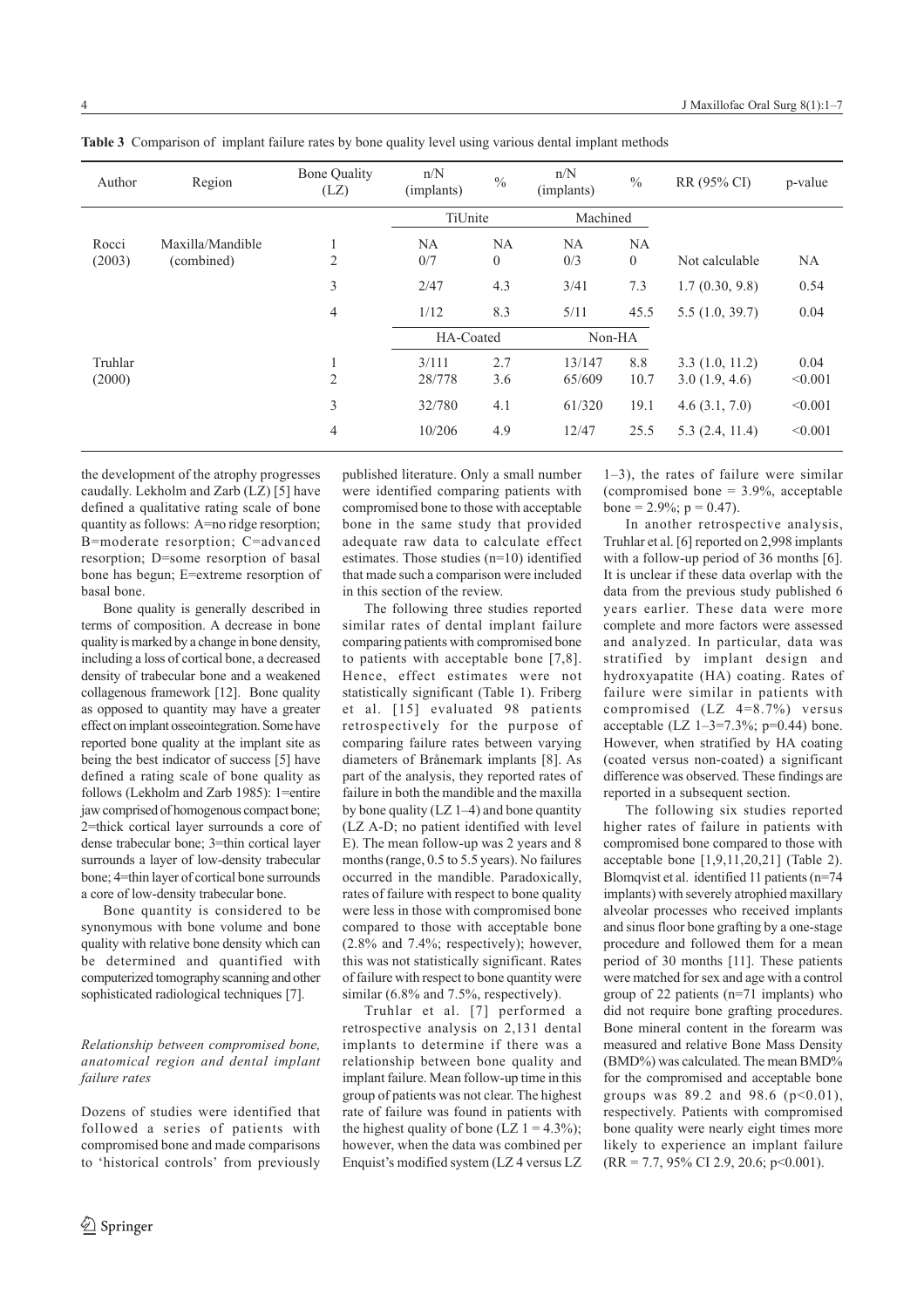**Table 3** Comparison of implant failure rates by bone quality level using various dental implant methods

| Author | Region | Bone Quality (LZ) | n/N (implants) | % | n/N (implants) | % | RR (95% CI) | p-value |
|---|---|---|---|---|---|---|---|---|
| | | | TiUnite | | Machined | | | |
| Rocci (2003) | Maxilla/Mandible (combined) | 1 | NA | NA | NA | NA | | |
| | | 2 | 0/7 | 0 | 0/3 | 0 | Not calculable | NA |
| | | 3 | 2/47 | 4.3 | 3/41 | 7.3 | 1.7 (0.30, 9.8) | 0.54 |
| | | 4 | 1/12 | 8.3 | 5/11 | 45.5 | 5.5 (1.0, 39.7) | 0.04 |
| | | | HA-Coated | | Non-HA | | | |
| Truhlar (2000) | | 1 | 3/111 | 2.7 | 13/147 | 8.8 | 3.3 (1.0, 11.2) | 0.04 |
| | | 2 | 28/778 | 3.6 | 65/609 | 10.7 | 3.0 (1.9, 4.6) | <0.001 |
| | | 3 | 32/780 | 4.1 | 61/320 | 19.1 | 4.6 (3.1, 7.0) | <0.001 |
| | | 4 | 10/206 | 4.9 | 12/47 | 25.5 | 5.3 (2.4, 11.4) | <0.001 |

the development of the atrophy progresses caudally. Lekholm and Zarb (LZ) [5] have defined a qualitative rating scale of bone quantity as follows: A=no ridge resorption; B=moderate resorption; C=advanced resorption; D=some resorption of basal bone has begun; E=extreme resorption of basal bone.

Bone quality is generally described in terms of composition. A decrease in bone quality is marked by a change in bone density, including a loss of cortical bone, a decreased density of trabecular bone and a weakened collagenous framework [12]. Bone quality as opposed to quantity may have a greater effect on implant osseointegration. Some have reported bone quality at the implant site as being the best indicator of success [5] have defined a rating scale of bone quality as follows (Lekholm and Zarb 1985): 1=entire jaw comprised of homogenous compact bone; 2=thick cortical layer surrounds a core of dense trabecular bone; 3=thin cortical layer surrounds a layer of low-density trabecular bone; 4=thin layer of cortical bone surrounds a core of low-density trabecular bone.

Bone quantity is considered to be synonymous with bone volume and bone quality with relative bone density which can be determined and quantified with computerized tomography scanning and other sophisticated radiological techniques [7].

### *Relationship between compromised bone, anatomical region and dental implant failure rates*

Dozens of studies were identified that followed a series of patients with compromised bone and made comparisons to 'historical controls' from previously published literature. Only a small number were identified comparing patients with compromised bone to those with acceptable bone in the same study that provided adequate raw data to calculate effect estimates. Those studies (n=10) identified that made such a comparison were included in this section of the review.

The following three studies reported similar rates of dental implant failure comparing patients with compromised bone to patients with acceptable bone [7,8]. Hence, effect estimates were not statistically significant (Table 1). Friberg et al. [15] evaluated 98 patients retrospectively for the purpose of comparing failure rates between varying diameters of Brånemark implants [8]. As part of the analysis, they reported rates of failure in both the mandible and the maxilla by bone quality (LZ 1–4) and bone quantity (LZ A-D; no patient identified with level E). The mean follow-up was 2 years and 8 months (range, 0.5 to 5.5 years). No failures occurred in the mandible. Paradoxically, rates of failure with respect to bone quality were less in those with compromised bone compared to those with acceptable bone (2.8% and 7.4%; respectively); however, this was not statistically significant. Rates of failure with respect to bone quantity were similar (6.8% and 7.5%, respectively).

Truhlar et al. [7] performed a retrospective analysis on 2,131 dental implants to determine if there was a relationship between bone quality and implant failure. Mean follow-up time in this group of patients was not clear. The highest rate of failure was found in patients with the highest quality of bone (LZ 1 = 4.3%); however, when the data was combined per Enquist's modified system (LZ 4 versus LZ 1–3), the rates of failure were similar (compromised bone = 3.9%, acceptable bone = 2.9%; p = 0.47).

In another retrospective analysis, Truhlar et al. [6] reported on 2,998 implants with a follow-up period of 36 months [6]. It is unclear if these data overlap with the data from the previous study published 6 years earlier. These data were more complete and more factors were assessed and analyzed. In particular, data was stratified by implant design and hydroxyapatite (HA) coating. Rates of failure were similar in patients with compromised (LZ 4=8.7%) versus acceptable (LZ 1–3=7.3%; p=0.44) bone. However, when stratified by HA coating (coated versus non-coated) a significant difference was observed. These findings are reported in a subsequent section.

The following six studies reported higher rates of failure in patients with compromised bone compared to those with acceptable bone [1,9,11,20,21] (Table 2). Blomqvist et al. identified 11 patients (n=74 implants) with severely atrophied maxillary alveolar processes who received implants and sinus floor bone grafting by a one-stage procedure and followed them for a mean period of 30 months [11]. These patients were matched for sex and age with a control group of 22 patients (n=71 implants) who did not require bone grafting procedures. Bone mineral content in the forearm was measured and relative Bone Mass Density (BMD%) was calculated. The mean BMD% for the compromised and acceptable bone groups was 89.2 and 98.6 ($p<0.01$), respectively. Patients with compromised bone quality were nearly eight times more likely to experience an implant failure (RR = 7.7, 95% CI 2.9, 20.6; $p<0.001$).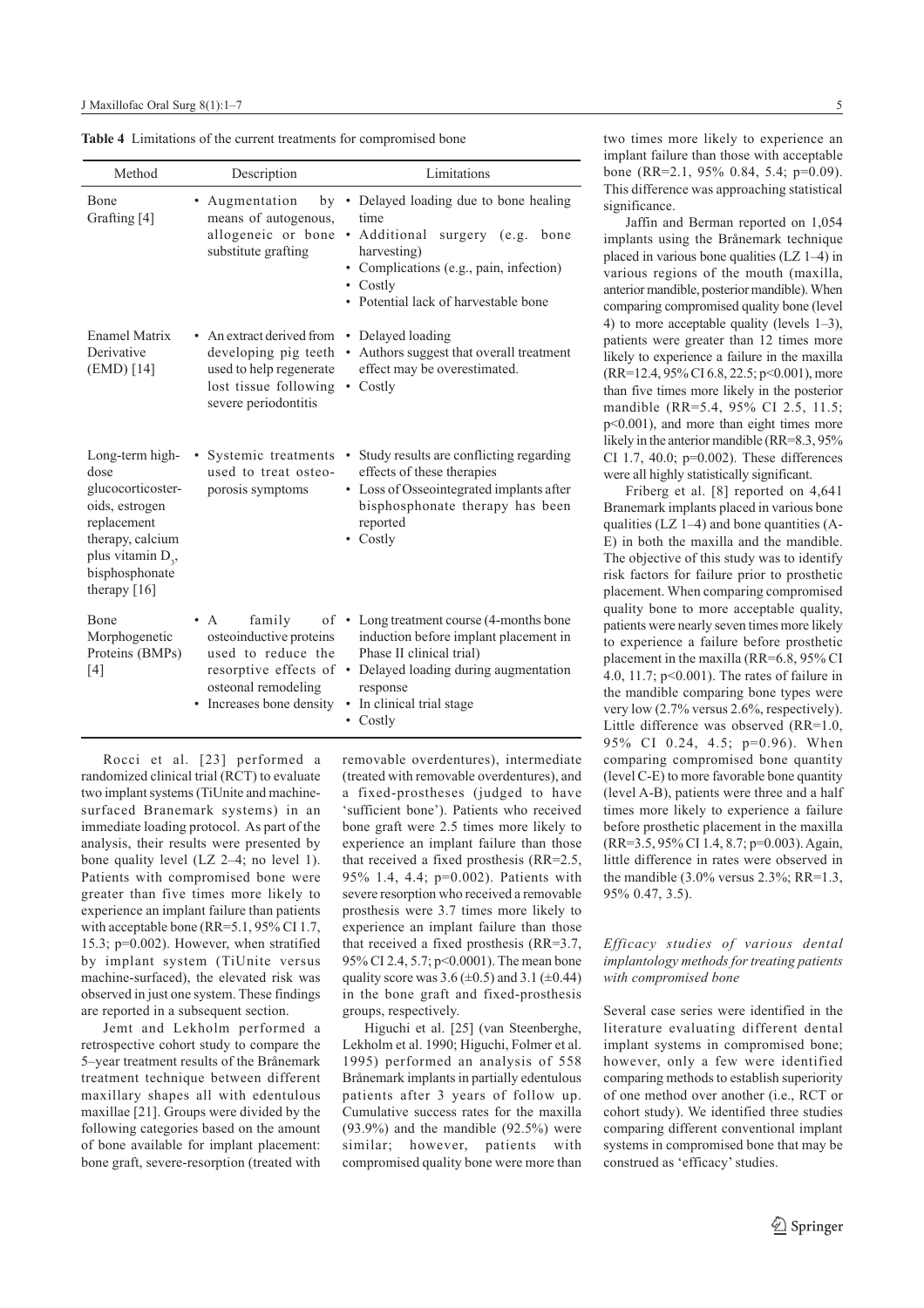**Table 4** Limitations of the current treatments for compromised bone

| Method | Description | Limitations |
|---|---|---|
| Bone Grafting [4] | • Augmentation by means of autogenous, allogeneic or bone substitute grafting | • Delayed loading due to bone healing time<br>• Additional surgery (e.g. bone harvesting)<br>• Complications (e.g., pain, infection)<br>• Costly<br>• Potential lack of harvestable bone |
| Enamel Matrix Derivative (EMD) [14] | • An extract derived from developing pig teeth used to help regenerate lost tissue following severe periodontitis | • Delayed loading<br>• Authors suggest that overall treatment effect may be overestimated.<br>• Costly |
| Long-term high-dose glucocorticosteroids, estrogen replacement therapy, calcium plus vitamin $D_3$, bisphosphonate therapy [16] | • Systemic treatments used to treat osteoporosis symptoms | • Study results are conflicting regarding effects of these therapies<br>• Loss of Osseointegrated implants after bisphosphonate therapy has been reported<br>• Costly |
| Bone Morphogenetic Proteins (BMPs) [4] | • A family of osteoinductive proteins used to reduce the resorptive effects of osteonal remodeling<br>• Increases bone density | • Long treatment course (4-months bone induction before implant placement in Phase II clinical trial)<br>• Delayed loading during augmentation response<br>• In clinical trial stage<br>• Costly |

Rocci et al. [23] performed a randomized clinical trial (RCT) to evaluate two implant systems (TiUnite and machine-surfaced Brånemark systems) in an immediate loading protocol. As part of the analysis, their results were presented by bone quality level (LZ 2–4; no level 1). Patients with compromised bone were greater than five times more likely to experience an implant failure than patients with acceptable bone (RR=5.1, 95% CI 1.7, 15.3; p=0.002). However, when stratified by implant system (TiUnite versus machine-surfaced), the elevated risk was observed in just one system. These findings are reported in a subsequent section.

Jemt and Lekholm performed a retrospective cohort study to compare the 5–year treatment results of the Brånemark treatment technique between different maxillary shapes all with edentulous maxillae [21]. Groups were divided by the following categories based on the amount of bone available for implant placement: bone graft, severe-resorption (treated with removable overdentures), intermediate (treated with removable overdentures), and a fixed-prostheses (judged to have 'sufficient bone'). Patients who received bone graft were 2.5 times more likely to experience an implant failure than those that received a fixed prosthesis (RR=2.5, 95% 1.4, 4.4; p=0.002). Patients with severe resorption who received a removable prosthesis were 3.7 times more likely to experience an implant failure than those that received a fixed prosthesis (RR=3.7, 95% CI 2.4, 5.7; p<0.0001). The mean bone quality score was 3.6 (±0.5) and 3.1 (±0.44) in the bone graft and fixed-prosthesis groups, respectively.

Higuchi et al. [25] (van Steenberghe, Lekholm et al. 1990; Higuchi, Folmer et al. 1995) performed an analysis of 558 Brånemark implants in partially edentulous patients after 3 years of follow up. Cumulative success rates for the maxilla (93.9%) and the mandible (92.5%) were similar; however, patients with compromised quality bone were more than two times more likely to experience an implant failure than those with acceptable bone (RR=2.1, 95% 0.84, 5.4; p=0.09). This difference was approaching statistical significance.

Jaffin and Berman reported on 1,054 implants using the Brånemark technique placed in various bone qualities (LZ 1–4) in various regions of the mouth (maxilla, anterior mandible, posterior mandible). When comparing compromised quality bone (level 4) to more acceptable quality (levels 1–3), patients were greater than 12 times more likely to experience a failure in the maxilla (RR=12.4, 95% CI 6.8, 22.5; p<0.001), more than five times more likely in the posterior mandible (RR=5.4, 95% CI 2.5, 11.5; p<0.001), and more than eight times more likely in the anterior mandible (RR=8.3, 95% CI 1.7, 40.0; p=0.002). These differences were all highly statistically significant.

Friberg et al. [8] reported on 4,641 Branemark implants placed in various bone qualities (LZ 1–4) and bone quantities (A-E) in both the maxilla and the mandible. The objective of this study was to identify risk factors for failure prior to prosthetic placement. When comparing compromised quality bone to more acceptable quality, patients were nearly seven times more likely to experience a failure before prosthetic placement in the maxilla (RR=6.8, 95% CI 4.0, 11.7; p<0.001). The rates of failure in the mandible comparing bone types were very low (2.7% versus 2.6%, respectively). Little difference was observed (RR=1.0, 95% CI 0.24, 4.5; p=0.96). When comparing compromised bone quantity (level C-E) to more favorable bone quantity (level A-B), patients were three and a half times more likely to experience a failure before prosthetic placement in the maxilla (RR=3.5, 95% CI 1.4, 8.7; p=0.003). Again, little difference in rates were observed in the mandible (3.0% versus 2.3%; RR=1.3, 95% 0.47, 3.5).

### *Efficacy studies of various dental implantology methods for treating patients with compromised bone*

Several case series were identified in the literature evaluating different dental implant systems in compromised bone; however, only a few were identified comparing methods to establish superiority of one method over another (i.e., RCT or cohort study). We identified three studies comparing different conventional implant systems in compromised bone that may be construed as 'efficacy' studies.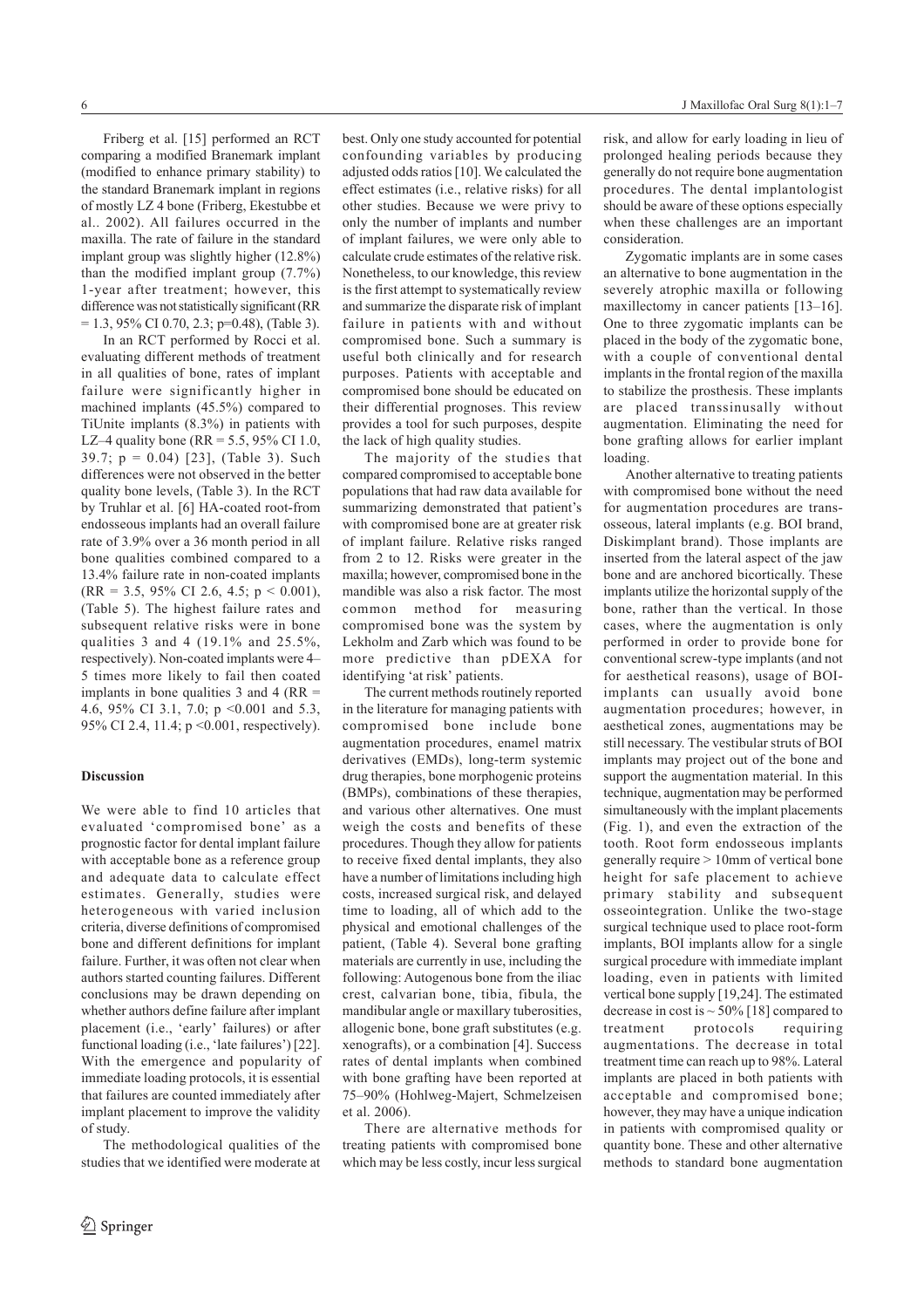Friberg et al. [15] performed an RCT comparing a modified Branemark implant (modified to enhance primary stability) to the standard Branemark implant in regions of mostly LZ 4 bone (Friberg, Ekestubbe et al.. 2002). All failures occurred in the maxilla. The rate of failure in the standard implant group was slightly higher (12.8%) than the modified implant group (7.7%) 1-year after treatment; however, this difference was not statistically significant (RR = 1.3, 95% CI 0.70, 2.3; p=0.48), (Table 3).

In an RCT performed by Rocci et al. evaluating different methods of treatment in all qualities of bone, rates of implant failure were significantly higher in machined implants (45.5%) compared to TiUnite implants (8.3%) in patients with LZ–4 quality bone (RR = 5.5, 95% CI 1.0, 39.7; p = 0.04) [23], (Table 3). Such differences were not observed in the better quality bone levels, (Table 3). In the RCT by Truhlar et al. [6] HA-coated root-from endosseous implants had an overall failure rate of 3.9% over a 36 month period in all bone qualities combined compared to a 13.4% failure rate in non-coated implants (RR = 3.5, 95% CI 2.6, 4.5; p < 0.001), (Table 5). The highest failure rates and subsequent relative risks were in bone qualities 3 and 4 (19.1% and 25.5%, respectively). Non-coated implants were 4–5 times more likely to fail then coated implants in bone qualities 3 and 4 (RR = 4.6, 95% CI 3.1, 7.0; p <0.001 and 5.3, 95% CI 2.4, 11.4; p <0.001, respectively).

## Discussion

We were able to find 10 articles that evaluated 'compromised bone' as a prognostic factor for dental implant failure with acceptable bone as a reference group and adequate data to calculate effect estimates. Generally, studies were heterogeneous with varied inclusion criteria, diverse definitions of compromised bone and different definitions for implant failure. Further, it was often not clear when authors started counting failures. Different conclusions may be drawn depending on whether authors define failure after implant placement (i.e., 'early' failures) or after functional loading (i.e., 'late failures') [22]. With the emergence and popularity of immediate loading protocols, it is essential that failures are counted immediately after implant placement to improve the validity of study.

The methodological qualities of the studies that we identified were moderate at best. Only one study accounted for potential confounding variables by producing adjusted odds ratios [10]. We calculated the effect estimates (i.e., relative risks) for all other studies. Because we were privy to only the number of implants and number of implant failures, we were only able to calculate crude estimates of the relative risk. Nonetheless, to our knowledge, this review is the first attempt to systematically review and summarize the disparate risk of implant failure in patients with and without compromised bone. Such a summary is useful both clinically and for research purposes. Patients with acceptable and compromised bone should be educated on their differential prognoses. This review provides a tool for such purposes, despite the lack of high quality studies.

The majority of the studies that compared compromised to acceptable bone populations that had raw data available for summarizing demonstrated that patient's with compromised bone are at greater risk of implant failure. Relative risks ranged from 2 to 12. Risks were greater in the maxilla; however, compromised bone in the mandible was also a risk factor. The most common method for measuring compromised bone was the system by Lekholm and Zarb which was found to be more predictive than pDEXA for identifying 'at risk' patients.

The current methods routinely reported in the literature for managing patients with compromised bone include bone augmentation procedures, enamel matrix derivatives (EMDs), long-term systemic drug therapies, bone morphogenic proteins (BMPs), combinations of these therapies, and various other alternatives. One must weigh the costs and benefits of these procedures. Though they allow for patients to receive fixed dental implants, they also have a number of limitations including high costs, increased surgical risk, and delayed time to loading, all of which add to the physical and emotional challenges of the patient, (Table 4). Several bone grafting materials are currently in use, including the following: Autogenous bone from the iliac crest, calvarian bone, tibia, fibula, the mandibular angle or maxillary tuberosities, allogenic bone, bone graft substitutes (e.g. xenografts), or a combination [4]. Success rates of dental implants when combined with bone grafting have been reported at 75–90% (Hohlweg-Majert, Schmelzeisen et al. 2006).

There are alternative methods for treating patients with compromised bone which may be less costly, incur less surgical risk, and allow for early loading in lieu of prolonged healing periods because they generally do not require bone augmentation procedures. The dental implantologist should be aware of these options especially when these challenges are an important consideration.

Zygomatic implants are in some cases an alternative to bone augmentation in the severely atrophic maxilla or following maxillectomy in cancer patients [13–16]. One to three zygomatic implants can be placed in the body of the zygomatic bone, with a couple of conventional dental implants in the frontal region of the maxilla to stabilize the prosthesis. These implants are placed transsinusally without augmentation. Eliminating the need for bone grafting allows for earlier implant loading.

Another alternative to treating patients with compromised bone without the need for augmentation procedures are trans-osseous, lateral implants (e.g. BOI brand, Diskimplant brand). Those implants are inserted from the lateral aspect of the jaw bone and are anchored bicortically. These implants utilize the horizontal supply of the bone, rather than the vertical. In those cases, where the augmentation is only performed in order to provide bone for conventional screw-type implants (and not for aesthetical reasons), usage of BOI-implants can usually avoid bone augmentation procedures; however, in aesthetical zones, augmentations may be still necessary. The vestibular struts of BOI implants may project out of the bone and support the augmentation material. In this technique, augmentation may be performed simultaneously with the implant placements (Fig. 1), and even the extraction of the tooth. Root form endosseous implants generally require > 10mm of vertical bone height for safe placement to achieve primary stability and subsequent osseointegration. Unlike the two-stage surgical technique used to place root-form implants, BOI implants allow for a single surgical procedure with immediate implant loading, even in patients with limited vertical bone supply [19,24]. The estimated decrease in cost is ~ 50% [18] compared to treatment protocols requiring augmentations. The decrease in total treatment time can reach up to 98%. Lateral implants are placed in both patients with acceptable and compromised bone; however, they may have a unique indication in patients with compromised quality or quantity bone. These and other alternative methods to standard bone augmentation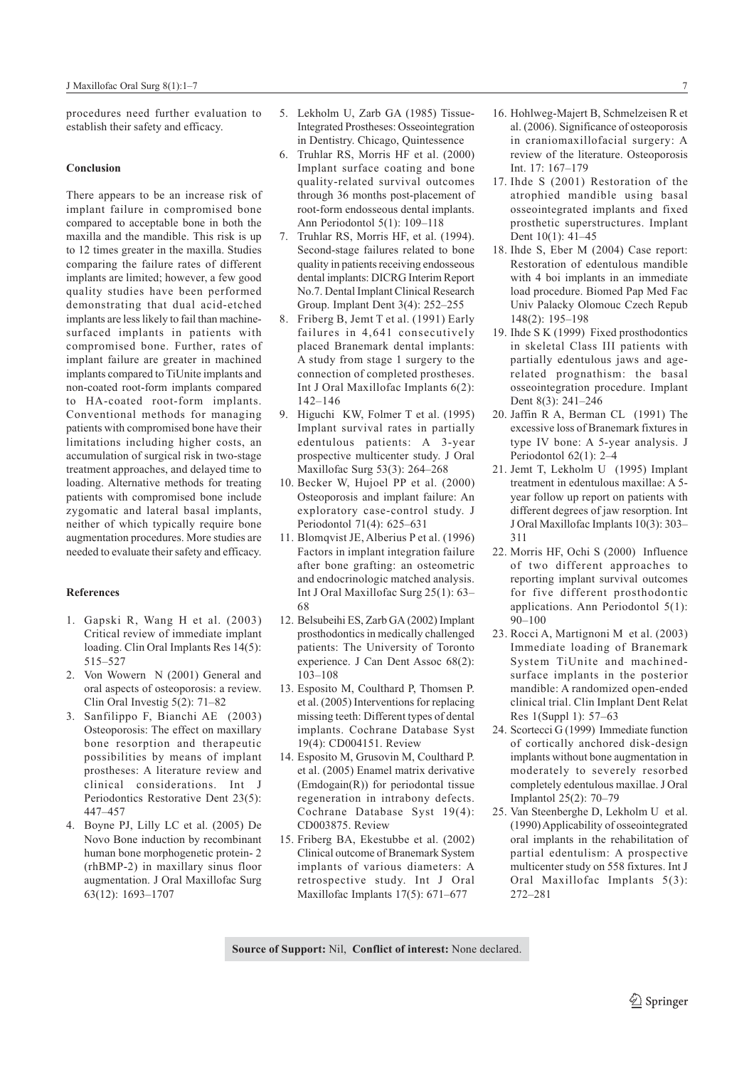procedures need further evaluation to establish their safety and efficacy.

### Conclusion

There appears to be an increase risk of implant failure in compromised bone compared to acceptable bone in both the maxilla and the mandible. This risk is up to 12 times greater in the maxilla. Studies comparing the failure rates of different implants are limited; however, a few good quality studies have been performed demonstrating that dual acid-etched implants are less likely to fail than machine-surfaced implants in patients with compromised bone. Further, rates of implant failure are greater in machined implants compared to TiUnite implants and non-coated root-form implants compared to HA-coated root-form implants. Conventional methods for managing patients with compromised bone have their limitations including higher costs, an accumulation of surgical risk in two-stage treatment approaches, and delayed time to loading. Alternative methods for treating patients with compromised bone include zygomatic and lateral basal implants, neither of which typically require bone augmentation procedures. More studies are needed to evaluate their safety and efficacy.

### References

1. Gapski R, Wang H et al. (2003) Critical review of immediate implant loading. Clin Oral Implants Res 14(5): 515–527
2. Von Wowern N (2001) General and oral aspects of osteoporosis: a review. Clin Oral Investig 5(2): 71–82
3. Sanfilippo F, Bianchi AE (2003) Osteoporosis: The effect on maxillary bone resorption and therapeutic possibilities by means of implant prostheses: A literature review and clinical considerations. Int J Periodontics Restorative Dent 23(5): 447–457
4. Boyne PJ, Lilly LC et al. (2005) De Novo Bone induction by recombinant human bone morphogenetic protein- 2 (rhBMP-2) in maxillary sinus floor augmentation. J Oral Maxillofac Surg 63(12): 1693–1707
5. Lekholm U, Zarb GA (1985) Tissue-Integrated Prostheses: Osseointegration in Dentistry. Chicago, Quintessence
6. Truhlar RS, Morris HF et al. (2000) Implant surface coating and bone quality-related survival outcomes through 36 months post-placement of root-form endosseous dental implants. Ann Periodontol 5(1): 109–118
7. Truhlar RS, Morris HF, et al. (1994). Second-stage failures related to bone quality in patients receiving endosseous dental implants: DICRG Interim Report No.7. Dental Implant Clinical Research Group. Implant Dent 3(4): 252–255
8. Friberg B, Jemt T et al. (1991) Early failures in 4,641 consecutively placed Branemark dental implants: A study from stage 1 surgery to the connection of completed prostheses. Int J Oral Maxillofac Implants 6(2): 142–146
9. Higuchi KW, Folmer T et al. (1995) Implant survival rates in partially edentulous patients: A 3-year prospective multicenter study. J Oral Maxillofac Surg 53(3): 264–268
10. Becker W, Hujoel PP et al. (2000) Osteoporosis and implant failure: An exploratory case-control study. J Periodontol 71(4): 625–631
11. Blomqvist JE, Alberius P et al. (1996) Factors in implant integration failure after bone grafting: an osteometric and endocrinologic matched analysis. Int J Oral Maxillofac Surg 25(1): 63–68
12. Belsubeihi ES, Zarb GA (2002) Implant prosthodontics in medically challenged patients: The University of Toronto experience. J Can Dent Assoc 68(2): 103–108
13. Esposito M, Coulthard P, Thomsen P. et al. (2005) Interventions for replacing missing teeth: Different types of dental implants. Cochrane Database Syst 19(4): CD004151. Review
14. Esposito M, Grusovin M, Coulthard P. et al. (2005) Enamel matrix derivative (Emdogain(R)) for periodontal tissue regeneration in intrabony defects. Cochrane Database Syst 19(4): CD003875. Review
15. Friberg BA, Ekestubbe et al. (2002) Clinical outcome of Branemark System implants of various diameters: A retrospective study. Int J Oral Maxillofac Implants 17(5): 671–677
16. Hohlweg-Majert B, Schmelzeisen R et al. (2006). Significance of osteoporosis in craniomaxillofacial surgery: A review of the literature. Osteoporosis Int. 17: 167–179
17. Ihde S (2001) Restoration of the atrophied mandible using basal osseointegrated implants and fixed prosthetic superstructures. Implant Dent 10(1): 41–45
18. Ihde S, Eber M (2004) Case report: Restoration of edentulous mandible with 4 boi implants in an immediate load procedure. Biomed Pap Med Fac Univ Palacky Olomouc Czech Repub 148(2): 195–198
19. Ihde S K (1999) Fixed prosthodontics in skeletal Class III patients with partially edentulous jaws and age-related prognathism: the basal osseointegration procedure. Implant Dent 8(3): 241–246
20. Jaffin R A, Berman CL (1991) The excessive loss of Branemark fixtures in type IV bone: A 5-year analysis. J Periodontol 62(1): 2–4
21. Jemt T, Lekholm U (1995) Implant treatment in edentulous maxillae: A 5-year follow up report on patients with different degrees of jaw resorption. Int J Oral Maxillofac Implants 10(3): 303–311
22. Morris HF, Ochi S (2000) Influence of two different approaches to reporting implant survival outcomes for five different prosthodontic applications. Ann Periodontol 5(1): 90–100
23. Rocci A, Martignoni M et al. (2003) Immediate loading of Branemark System TiUnite and machined-surface implants in the posterior mandible: A randomized open-ended clinical trial. Clin Implant Dent Relat Res 1(Suppl 1): 57–63
24. Scortecci G (1999) Immediate function of cortically anchored disk-design implants without bone augmentation in moderately to severely resorbed completely edentulous maxillae. J Oral Implantol 25(2): 70–79
25. Van Steenberghe D, Lekholm U et al. (1990) Applicability of osseointegrated oral implants in the rehabilitation of partial edentulism: A prospective multicenter study on 558 fixtures. Int J Oral Maxillofac Implants 5(3): 272–281

**Source of Support:** Nil, **Conflict of interest:** None declared.